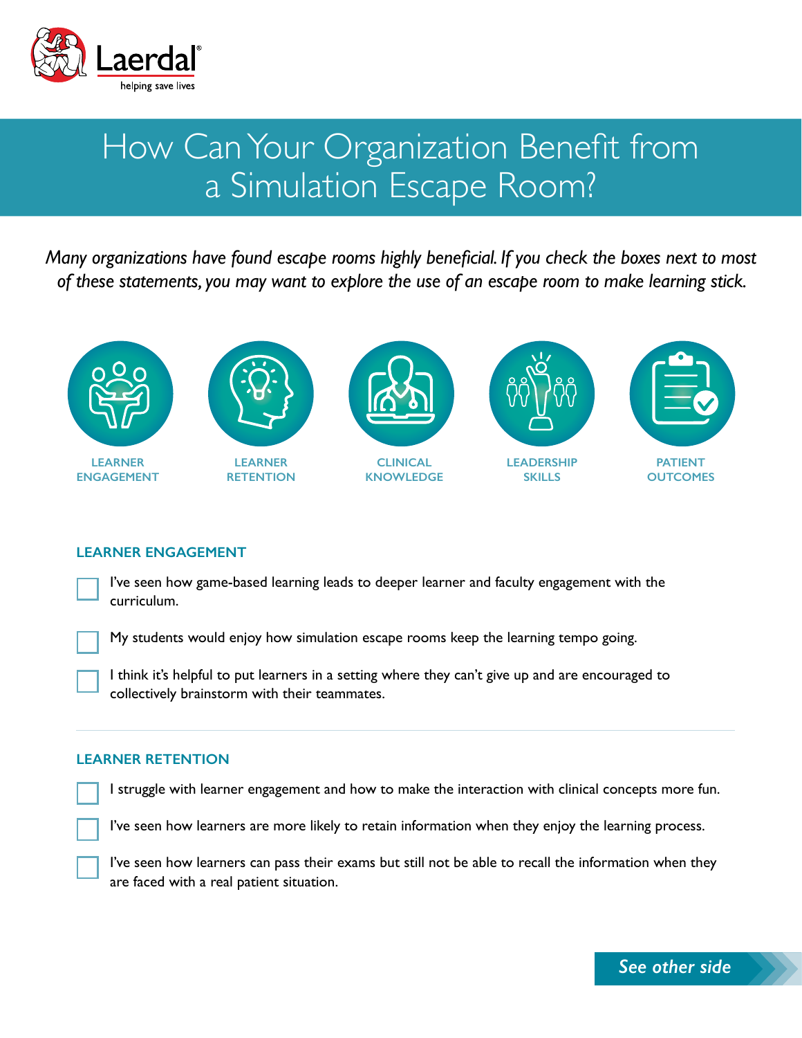Laerdal
helping save lives

# How Can Your Organization Benefit from a Simulation Escape Room?

*Many organizations have found escape rooms highly beneficial. If you check the boxes next to most of these statements, you may want to explore the use of an escape room to make learning stick.*

LEARNER ENGAGEMENT | LEARNER RETENTION | CLINICAL KNOWLEDGE | LEADERSHIP SKILLS | PATIENT OUTCOMES

## LEARNER ENGAGEMENT

- [ ] I've seen how game-based learning leads to deeper learner and faculty engagement with the curriculum.
- [ ] My students would enjoy how simulation escape rooms keep the learning tempo going.
- [ ] I think it's helpful to put learners in a setting where they can't give up and are encouraged to collectively brainstorm with their teammates.

## LEARNER RETENTION

- [ ] I struggle with learner engagement and how to make the interaction with clinical concepts more fun.
- [ ] I've seen how learners are more likely to retain information when they enjoy the learning process.
- [ ] I've seen how learners can pass their exams but still not be able to recall the information when they are faced with a real patient situation.

*See other side*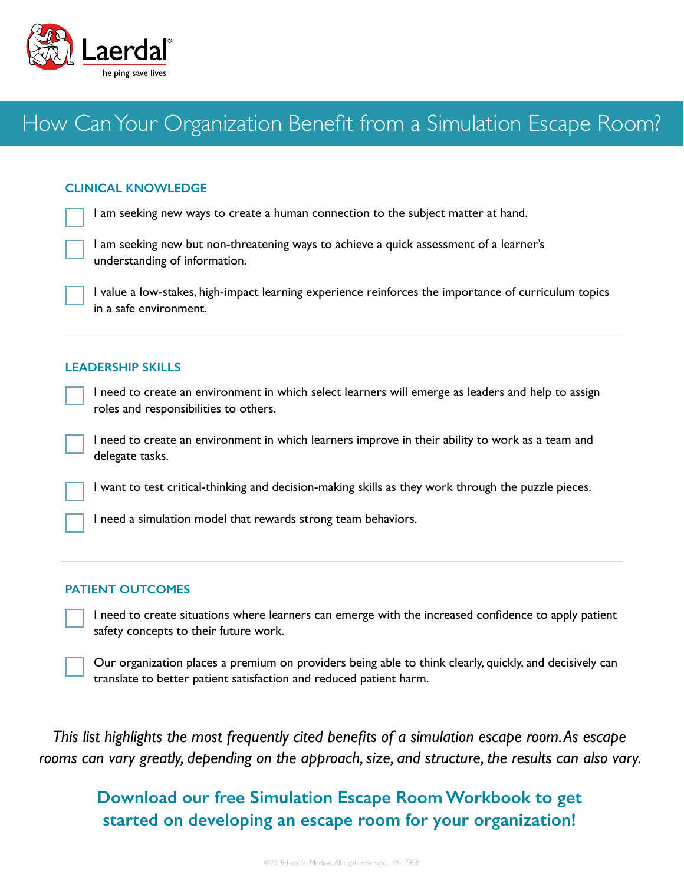Laerdal®
helping save lives

# How Can Your Organization Benefit from a Simulation Escape Room?

## CLINICAL KNOWLEDGE

- [ ] I am seeking new ways to create a human connection to the subject matter at hand.
- [ ] I am seeking new but non-threatening ways to achieve a quick assessment of a learner's understanding of information.
- [ ] I value a low-stakes, high-impact learning experience reinforces the importance of curriculum topics in a safe environment.

## LEADERSHIP SKILLS

- [ ] I need to create an environment in which select learners will emerge as leaders and help to assign roles and responsibilities to others.
- [ ] I need to create an environment in which learners improve in their ability to work as a team and delegate tasks.
- [ ] I want to test critical-thinking and decision-making skills as they work through the puzzle pieces.
- [ ] I need a simulation model that rewards strong team behaviors.

## PATIENT OUTCOMES

- [ ] I need to create situations where learners can emerge with the increased confidence to apply patient safety concepts to their future work.
- [ ] Our organization places a premium on providers being able to think clearly, quickly, and decisively can translate to better patient satisfaction and reduced patient harm.

*This list highlights the most frequently cited benefits of a simulation escape room. As escape rooms can vary greatly, depending on the approach, size, and structure, the results can also vary.*

**Download our free Simulation Escape Room Workbook to get started on developing an escape room for your organization!**

©2019 Laerdal Medical. All rights reserved. 19-17958